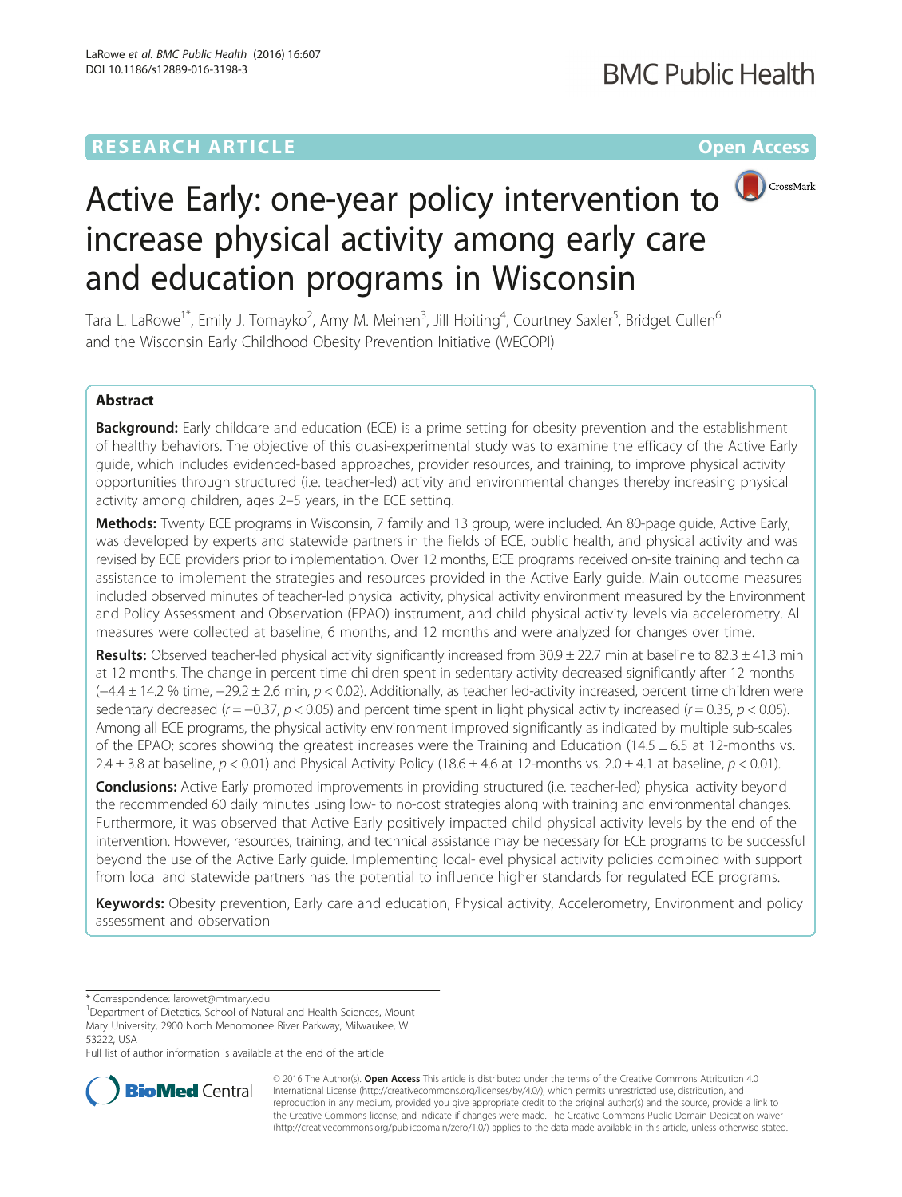RESEARCH ARTICLE

Open Access

# Active Early: one-year policy intervention to increase physical activity among early care and education programs in Wisconsin

Tara L. LaRowe[1*], Emily J. Tomayko[2], Amy M. Meinen[3], Jill Hoiting[4], Courtney Saxler[5], Bridget Cullen[6] and the Wisconsin Early Childhood Obesity Prevention Initiative (WECOPI)

## Abstract

**Background:** Early childcare and education (ECE) is a prime setting for obesity prevention and the establishment of healthy behaviors. The objective of this quasi-experimental study was to examine the efficacy of the Active Early guide, which includes evidenced-based approaches, provider resources, and training, to improve physical activity opportunities through structured (i.e. teacher-led) activity and environmental changes thereby increasing physical activity among children, ages 2–5 years, in the ECE setting.

**Methods:** Twenty ECE programs in Wisconsin, 7 family and 13 group, were included. An 80-page guide, Active Early, was developed by experts and statewide partners in the fields of ECE, public health, and physical activity and was revised by ECE providers prior to implementation. Over 12 months, ECE programs received on-site training and technical assistance to implement the strategies and resources provided in the Active Early guide. Main outcome measures included observed minutes of teacher-led physical activity, physical activity environment measured by the Environment and Policy Assessment and Observation (EPAO) instrument, and child physical activity levels via accelerometry. All measures were collected at baseline, 6 months, and 12 months and were analyzed for changes over time.

**Results:** Observed teacher-led physical activity significantly increased from $30.9 \pm 22.7$ min at baseline to $82.3 \pm 41.3$ min at 12 months. The change in percent time children spent in sedentary activity decreased significantly after 12 months ($-4.4 \pm 14.2$ % time, $-29.2 \pm 2.6$ min, $p < 0.02$). Additionally, as teacher led-activity increased, percent time children were sedentary decreased ($r = -0.37$, $p < 0.05$) and percent time spent in light physical activity increased ($r = 0.35$, $p < 0.05$). Among all ECE programs, the physical activity environment improved significantly as indicated by multiple sub-scales of the EPAO; scores showing the greatest increases were the Training and Education ($14.5 \pm 6.5$ at 12-months vs. $2.4 \pm 3.8$ at baseline, $p < 0.01$) and Physical Activity Policy ($18.6 \pm 4.6$ at 12-months vs. $2.0 \pm 4.1$ at baseline, $p < 0.01$).

**Conclusions:** Active Early promoted improvements in providing structured (i.e. teacher-led) physical activity beyond the recommended 60 daily minutes using low- to no-cost strategies along with training and environmental changes. Furthermore, it was observed that Active Early positively impacted child physical activity levels by the end of the intervention. However, resources, training, and technical assistance may be necessary for ECE programs to be successful beyond the use of the Active Early guide. Implementing local-level physical activity policies combined with support from local and statewide partners has the potential to influence higher standards for regulated ECE programs.

**Keywords:** Obesity prevention, Early care and education, Physical activity, Accelerometry, Environment and policy assessment and observation

\* Correspondence: larowet@mtmary.edu
[1]Department of Dietetics, School of Natural and Health Sciences, Mount Mary University, 2900 North Menomonee River Parkway, Milwaukee, WI 53222, USA
Full list of author information is available at the end of the article

© 2016 The Author(s). **Open Access** This article is distributed under the terms of the Creative Commons Attribution 4.0 International License (http://creativecommons.org/licenses/by/4.0/), which permits unrestricted use, distribution, and reproduction in any medium, provided you give appropriate credit to the original author(s) and the source, provide a link to the Creative Commons license, and indicate if changes were made. The Creative Commons Public Domain Dedication waiver (http://creativecommons.org/publicdomain/zero/1.0/) applies to the data made available in this article, unless otherwise stated.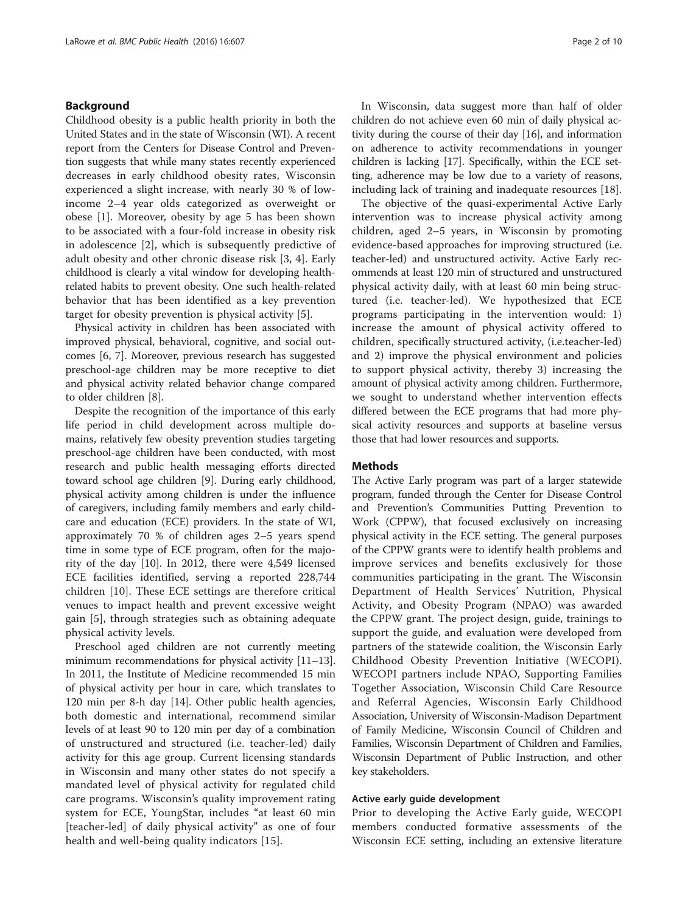## Background

Childhood obesity is a public health priority in both the United States and in the state of Wisconsin (WI). A recent report from the Centers for Disease Control and Prevention suggests that while many states recently experienced decreases in early childhood obesity rates, Wisconsin experienced a slight increase, with nearly 30 % of low-income 2–4 year olds categorized as overweight or obese [1]. Moreover, obesity by age 5 has been shown to be associated with a four-fold increase in obesity risk in adolescence [2], which is subsequently predictive of adult obesity and other chronic disease risk [3, 4]. Early childhood is clearly a vital window for developing health-related habits to prevent obesity. One such health-related behavior that has been identified as a key prevention target for obesity prevention is physical activity [5].

Physical activity in children has been associated with improved physical, behavioral, cognitive, and social outcomes [6, 7]. Moreover, previous research has suggested preschool-age children may be more receptive to diet and physical activity related behavior change compared to older children [8].

Despite the recognition of the importance of this early life period in child development across multiple domains, relatively few obesity prevention studies targeting preschool-age children have been conducted, with most research and public health messaging efforts directed toward school age children [9]. During early childhood, physical activity among children is under the influence of caregivers, including family members and early childcare and education (ECE) providers. In the state of WI, approximately 70 % of children ages 2–5 years spend time in some type of ECE program, often for the majority of the day [10]. In 2012, there were 4,549 licensed ECE facilities identified, serving a reported 228,744 children [10]. These ECE settings are therefore critical venues to impact health and prevent excessive weight gain [5], through strategies such as obtaining adequate physical activity levels.

Preschool aged children are not currently meeting minimum recommendations for physical activity [11–13]. In 2011, the Institute of Medicine recommended 15 min of physical activity per hour in care, which translates to 120 min per 8-h day [14]. Other public health agencies, both domestic and international, recommend similar levels of at least 90 to 120 min per day of a combination of unstructured and structured (i.e. teacher-led) daily activity for this age group. Current licensing standards in Wisconsin and many other states do not specify a mandated level of physical activity for regulated child care programs. Wisconsin's quality improvement rating system for ECE, YoungStar, includes "at least 60 min [teacher-led] of daily physical activity" as one of four health and well-being quality indicators [15].

In Wisconsin, data suggest more than half of older children do not achieve even 60 min of daily physical activity during the course of their day [16], and information on adherence to activity recommendations in younger children is lacking [17]. Specifically, within the ECE setting, adherence may be low due to a variety of reasons, including lack of training and inadequate resources [18].

The objective of the quasi-experimental Active Early intervention was to increase physical activity among children, aged 2–5 years, in Wisconsin by promoting evidence-based approaches for improving structured (i.e. teacher-led) and unstructured activity. Active Early recommends at least 120 min of structured and unstructured physical activity daily, with at least 60 min being structured (i.e. teacher-led). We hypothesized that ECE programs participating in the intervention would: 1) increase the amount of physical activity offered to children, specifically structured activity, (i.e.teacher-led) and 2) improve the physical environment and policies to support physical activity, thereby 3) increasing the amount of physical activity among children. Furthermore, we sought to understand whether intervention effects differed between the ECE programs that had more physical activity resources and supports at baseline versus those that had lower resources and supports.

## Methods

The Active Early program was part of a larger statewide program, funded through the Center for Disease Control and Prevention's Communities Putting Prevention to Work (CPPW), that focused exclusively on increasing physical activity in the ECE setting. The general purposes of the CPPW grants were to identify health problems and improve services and benefits exclusively for those communities participating in the grant. The Wisconsin Department of Health Services' Nutrition, Physical Activity, and Obesity Program (NPAO) was awarded the CPPW grant. The project design, guide, trainings to support the guide, and evaluation were developed from partners of the statewide coalition, the Wisconsin Early Childhood Obesity Prevention Initiative (WECOPI). WECOPI partners include NPAO, Supporting Families Together Association, Wisconsin Child Care Resource and Referral Agencies, Wisconsin Early Childhood Association, University of Wisconsin-Madison Department of Family Medicine, Wisconsin Council of Children and Families, Wisconsin Department of Children and Families, Wisconsin Department of Public Instruction, and other key stakeholders.

### Active early guide development

Prior to developing the Active Early guide, WECOPI members conducted formative assessments of the Wisconsin ECE setting, including an extensive literature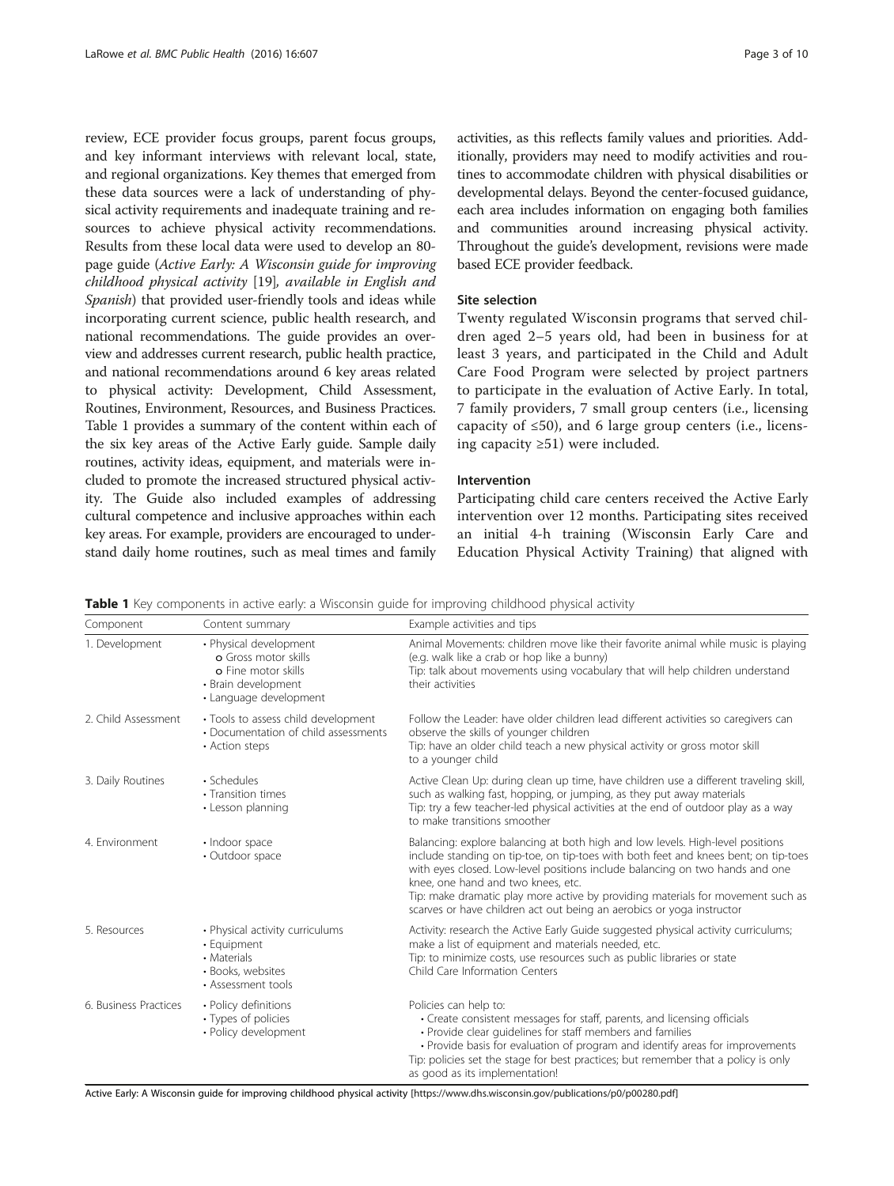review, ECE provider focus groups, parent focus groups, and key informant interviews with relevant local, state, and regional organizations. Key themes that emerged from these data sources were a lack of understanding of physical activity requirements and inadequate training and resources to achieve physical activity recommendations. Results from these local data were used to develop an 80-page guide (*Active Early: A Wisconsin guide for improving childhood physical activity* [19]*, available in English and Spanish*) that provided user-friendly tools and ideas while incorporating current science, public health research, and national recommendations. The guide provides an overview and addresses current research, public health practice, and national recommendations around 6 key areas related to physical activity: Development, Child Assessment, Routines, Environment, Resources, and Business Practices. Table 1 provides a summary of the content within each of the six key areas of the Active Early guide. Sample daily routines, activity ideas, equipment, and materials were included to promote the increased structured physical activity. The Guide also included examples of addressing cultural competence and inclusive approaches within each key areas. For example, providers are encouraged to understand daily home routines, such as meal times and family activities, as this reflects family values and priorities. Additionally, providers may need to modify activities and routines to accommodate children with physical disabilities or developmental delays. Beyond the center-focused guidance, each area includes information on engaging both families and communities around increasing physical activity. Throughout the guide's development, revisions were made based ECE provider feedback.

### Site selection

Twenty regulated Wisconsin programs that served children aged 2–5 years old, had been in business for at least 3 years, and participated in the Child and Adult Care Food Program were selected by project partners to participate in the evaluation of Active Early. In total, 7 family providers, 7 small group centers (i.e., licensing capacity of ≤50), and 6 large group centers (i.e., licensing capacity ≥51) were included.

### Intervention

Participating child care centers received the Active Early intervention over 12 months. Participating sites received an initial 4-h training (Wisconsin Early Care and Education Physical Activity Training) that aligned with

**Table 1** Key components in active early: a Wisconsin guide for improving childhood physical activity

| Component | Content summary | Example activities and tips |
|---|---|---|
| 1. Development | • Physical development<br>o Gross motor skills<br>o Fine motor skills<br>• Brain development<br>• Language development | Animal Movements: children move like their favorite animal while music is playing (e.g. walk like a crab or hop like a bunny)<br>Tip: talk about movements using vocabulary that will help children understand their activities |
| 2. Child Assessment | • Tools to assess child development<br>• Documentation of child assessments<br>• Action steps | Follow the Leader: have older children lead different activities so caregivers can observe the skills of younger children<br>Tip: have an older child teach a new physical activity or gross motor skill to a younger child |
| 3. Daily Routines | • Schedules<br>• Transition times<br>• Lesson planning | Active Clean Up: during clean up time, have children use a different traveling skill, such as walking fast, hopping, or jumping, as they put away materials<br>Tip: try a few teacher-led physical activities at the end of outdoor play as a way to make transitions smoother |
| 4. Environment | • Indoor space<br>• Outdoor space | Balancing: explore balancing at both high and low levels. High-level positions include standing on tip-toe, on tip-toes with both feet and knees bent; on tip-toes with eyes closed. Low-level positions include balancing on two hands and one knee, one hand and two knees, etc.<br>Tip: make dramatic play more active by providing materials for movement such as scarves or have children act out being an aerobics or yoga instructor |
| 5. Resources | • Physical activity curriculums<br>• Equipment<br>• Materials<br>• Books, websites<br>• Assessment tools | Activity: research the Active Early Guide suggested physical activity curriculums; make a list of equipment and materials needed, etc.<br>Tip: to minimize costs, use resources such as public libraries or state Child Care Information Centers |
| 6. Business Practices | • Policy definitions<br>• Types of policies<br>• Policy development | Policies can help to:<br>• Create consistent messages for staff, parents, and licensing officials<br>• Provide clear guidelines for staff members and families<br>• Provide basis for evaluation of program and identify areas for improvements<br>Tip: policies set the stage for best practices; but remember that a policy is only as good as its implementation! |

Active Early: A Wisconsin guide for improving childhood physical activity [https://www.dhs.wisconsin.gov/publications/p0/p00280.pdf]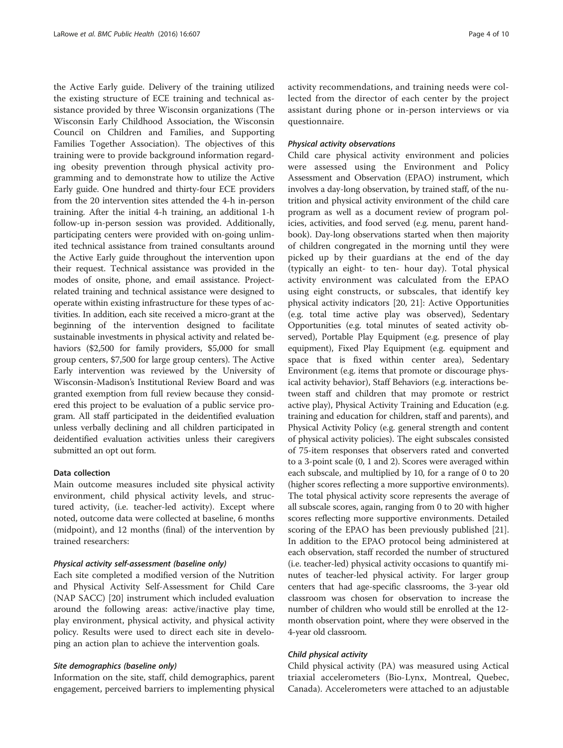the Active Early guide. Delivery of the training utilized the existing structure of ECE training and technical assistance provided by three Wisconsin organizations (The Wisconsin Early Childhood Association, the Wisconsin Council on Children and Families, and Supporting Families Together Association). The objectives of this training were to provide background information regarding obesity prevention through physical activity programming and to demonstrate how to utilize the Active Early guide. One hundred and thirty-four ECE providers from the 20 intervention sites attended the 4-h in-person training. After the initial 4-h training, an additional 1-h follow-up in-person session was provided. Additionally, participating centers were provided with on-going unlimited technical assistance from trained consultants around the Active Early guide throughout the intervention upon their request. Technical assistance was provided in the modes of onsite, phone, and email assistance. Project-related training and technical assistance were designed to operate within existing infrastructure for these types of activities. In addition, each site received a micro-grant at the beginning of the intervention designed to facilitate sustainable investments in physical activity and related behaviors ($2,500 for family providers, $5,000 for small group centers, $7,500 for large group centers). The Active Early intervention was reviewed by the University of Wisconsin-Madison's Institutional Review Board and was granted exemption from full review because they considered this project to be evaluation of a public service program. All staff participated in the deidentified evaluation unless verbally declining and all children participated in deidentified evaluation activities unless their caregivers submitted an opt out form.

### Data collection

Main outcome measures included site physical activity environment, child physical activity levels, and structured activity, (i.e. teacher-led activity). Except where noted, outcome data were collected at baseline, 6 months (midpoint), and 12 months (final) of the intervention by trained researchers:

#### *Physical activity self-assessment (baseline only)*

Each site completed a modified version of the Nutrition and Physical Activity Self-Assessment for Child Care (NAP SACC) [20] instrument which included evaluation around the following areas: active/inactive play time, play environment, physical activity, and physical activity policy. Results were used to direct each site in developing an action plan to achieve the intervention goals.

#### *Site demographics (baseline only)*

Information on the site, staff, child demographics, parent engagement, perceived barriers to implementing physical activity recommendations, and training needs were collected from the director of each center by the project assistant during phone or in-person interviews or via questionnaire.

#### *Physical activity observations*

Child care physical activity environment and policies were assessed using the Environment and Policy Assessment and Observation (EPAO) instrument, which involves a day-long observation, by trained staff, of the nutrition and physical activity environment of the child care program as well as a document review of program policies, activities, and food served (e.g. menu, parent handbook). Day-long observations started when then majority of children congregated in the morning until they were picked up by their guardians at the end of the day (typically an eight- to ten- hour day). Total physical activity environment was calculated from the EPAO using eight constructs, or subscales, that identify key physical activity indicators [20, 21]: Active Opportunities (e.g. total time active play was observed), Sedentary Opportunities (e.g. total minutes of seated activity observed), Portable Play Equipment (e.g. presence of play equipment), Fixed Play Equipment (e.g. equipment and space that is fixed within center area), Sedentary Environment (e.g. items that promote or discourage physical activity behavior), Staff Behaviors (e.g. interactions between staff and children that may promote or restrict active play), Physical Activity Training and Education (e.g. training and education for children, staff and parents), and Physical Activity Policy (e.g. general strength and content of physical activity policies). The eight subscales consisted of 75-item responses that observers rated and converted to a 3-point scale (0, 1 and 2). Scores were averaged within each subscale, and multiplied by 10, for a range of 0 to 20 (higher scores reflecting a more supportive environments). The total physical activity score represents the average of all subscale scores, again, ranging from 0 to 20 with higher scores reflecting more supportive environments. Detailed scoring of the EPAO has been previously published [21]. In addition to the EPAO protocol being administered at each observation, staff recorded the number of structured (i.e. teacher-led) physical activity occasions to quantify minutes of teacher-led physical activity. For larger group centers that had age-specific classrooms, the 3-year old classroom was chosen for observation to increase the number of children who would still be enrolled at the 12-month observation point, where they were observed in the 4-year old classroom.

#### *Child physical activity*

Child physical activity (PA) was measured using Actical triaxial accelerometers (Bio-Lynx, Montreal, Quebec, Canada). Accelerometers were attached to an adjustable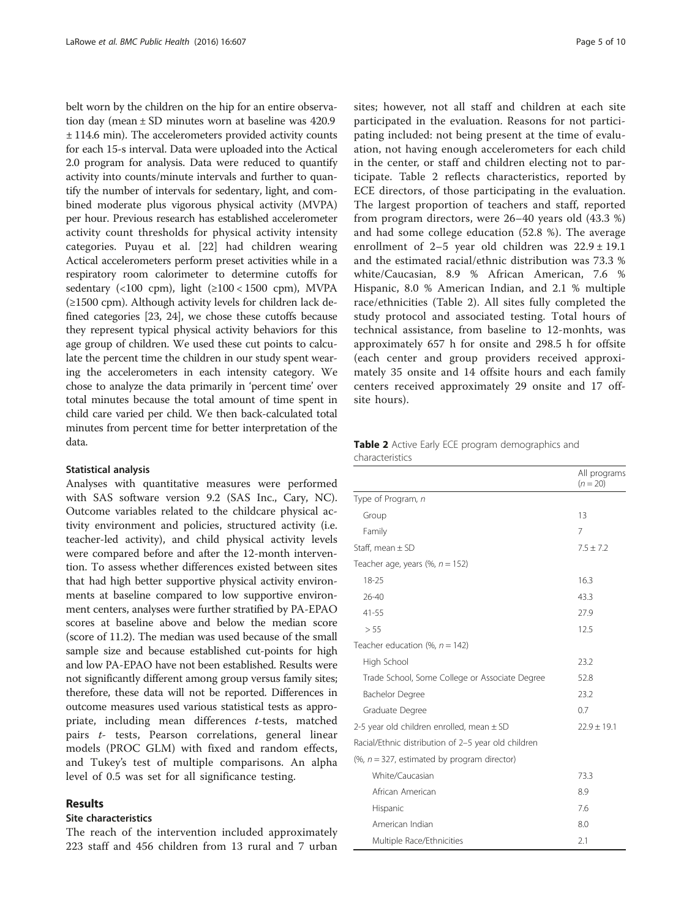belt worn by the children on the hip for an entire observation day (mean ± SD minutes worn at baseline was 420.9 ± 114.6 min). The accelerometers provided activity counts for each 15-s interval. Data were uploaded into the Actical 2.0 program for analysis. Data were reduced to quantify activity into counts/minute intervals and further to quantify the number of intervals for sedentary, light, and combined moderate plus vigorous physical activity (MVPA) per hour. Previous research has established accelerometer activity count thresholds for physical activity intensity categories. Puyau et al. [22] had children wearing Actical accelerometers perform preset activities while in a respiratory room calorimeter to determine cutoffs for sedentary (<100 cpm), light (≥100 < 1500 cpm), MVPA (≥1500 cpm). Although activity levels for children lack defined categories [23, 24], we chose these cutoffs because they represent typical physical activity behaviors for this age group of children. We used these cut points to calculate the percent time the children in our study spent wearing the accelerometers in each intensity category. We chose to analyze the data primarily in 'percent time' over total minutes because the total amount of time spent in child care varied per child. We then back-calculated total minutes from percent time for better interpretation of the data.

#### Statistical analysis

Analyses with quantitative measures were performed with SAS software version 9.2 (SAS Inc., Cary, NC). Outcome variables related to the childcare physical activity environment and policies, structured activity (i.e. teacher-led activity), and child physical activity levels were compared before and after the 12-month intervention. To assess whether differences existed between sites that had high better supportive physical activity environments at baseline compared to low supportive environment centers, analyses were further stratified by PA-EPAO scores at baseline above and below the median score (score of 11.2). The median was used because of the small sample size and because established cut-points for high and low PA-EPAO have not been established. Results were not significantly different among group versus family sites; therefore, these data will not be reported. Differences in outcome measures used various statistical tests as appropriate, including mean differences *t*-tests, matched pairs *t*- tests, Pearson correlations, general linear models (PROC GLM) with fixed and random effects, and Tukey's test of multiple comparisons. An alpha level of 0.5 was set for all significance testing.

## Results

### Site characteristics

The reach of the intervention included approximately 223 staff and 456 children from 13 rural and 7 urban sites; however, not all staff and children at each site participated in the evaluation. Reasons for not participating included: not being present at the time of evaluation, not having enough accelerometers for each child in the center, or staff and children electing not to participate. Table 2 reflects characteristics, reported by ECE directors, of those participating in the evaluation. The largest proportion of teachers and staff, reported from program directors, were 26–40 years old (43.3 %) and had some college education (52.8 %). The average enrollment of 2–5 year old children was 22.9 ± 19.1 and the estimated racial/ethnic distribution was 73.3 % white/Caucasian, 8.9 % African American, 7.6 % Hispanic, 8.0 % American Indian, and 2.1 % multiple race/ethnicities (Table 2). All sites fully completed the study protocol and associated testing. Total hours of technical assistance, from baseline to 12-monhts, was approximately 657 h for onsite and 298.5 h for offsite (each center and group providers received approximately 35 onsite and 14 offsite hours and each family centers received approximately 29 onsite and 17 offsite hours).

**Table 2** Active Early ECE program demographics and characteristics

| | All programs ($n = 20$) |
|---|---|
| Type of Program, *n* | |
| Group | 13 |
| Family | 7 |
| Staff, mean ± SD | 7.5 ± 7.2 |
| Teacher age, years (%, $n = 152$) | |
| 18-25 | 16.3 |
| 26-40 | 43.3 |
| 41-55 | 27.9 |
| > 55 | 12.5 |
| Teacher education (%, $n = 142$) | |
| High School | 23.2 |
| Trade School, Some College or Associate Degree | 52.8 |
| Bachelor Degree | 23.2 |
| Graduate Degree | 0.7 |
| 2-5 year old children enrolled, mean ± SD | 22.9 ± 19.1 |
| Racial/Ethnic distribution of 2–5 year old children | |
| (%, $n = 327$, estimated by program director) | |
| White/Caucasian | 73.3 |
| African American | 8.9 |
| Hispanic | 7.6 |
| American Indian | 8.0 |
| Multiple Race/Ethnicities | 2.1 |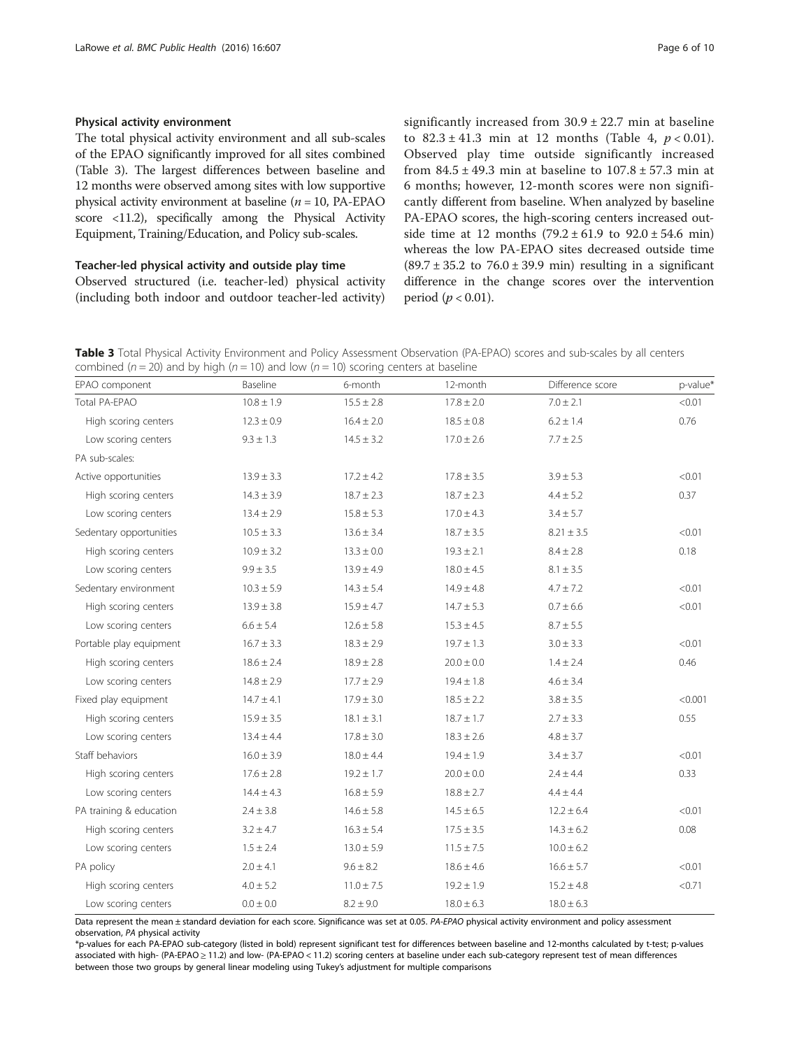### Physical activity environment

The total physical activity environment and all sub-scales of the EPAO significantly improved for all sites combined (Table 3). The largest differences between baseline and 12 months were observed among sites with low supportive physical activity environment at baseline ($n = 10$, PA-EPAO score <11.2), specifically among the Physical Activity Equipment, Training/Education, and Policy sub-scales.

### Teacher-led physical activity and outside play time

Observed structured (i.e. teacher-led) physical activity (including both indoor and outdoor teacher-led activity) significantly increased from 30.9 ± 22.7 min at baseline to 82.3 ± 41.3 min at 12 months (Table 4, $p < 0.01$). Observed play time outside significantly increased from 84.5 ± 49.3 min at baseline to 107.8 ± 57.3 min at 6 months; however, 12-month scores were non significantly different from baseline. When analyzed by baseline PA-EPAO scores, the high-scoring centers increased outside time at 12 months (79.2 ± 61.9 to 92.0 ± 54.6 min) whereas the low PA-EPAO sites decreased outside time (89.7 ± 35.2 to 76.0 ± 39.9 min) resulting in a significant difference in the change scores over the intervention period ($p < 0.01$).

**Table 3** Total Physical Activity Environment and Policy Assessment Observation (PA-EPAO) scores and sub-scales by all centers combined ($n = 20$) and by high ($n = 10$) and low ($n = 10$) scoring centers at baseline

| EPAO component | Baseline | 6-month | 12-month | Difference score | p-value* |
|---|---|---|---|---|---|
| Total PA-EPAO | 10.8 ± 1.9 | 15.5 ± 2.8 | 17.8 ± 2.0 | 7.0 ± 2.1 | <0.01 |
| High scoring centers | 12.3 ± 0.9 | 16.4 ± 2.0 | 18.5 ± 0.8 | 6.2 ± 1.4 | 0.76 |
| Low scoring centers | 9.3 ± 1.3 | 14.5 ± 3.2 | 17.0 ± 2.6 | 7.7 ± 2.5 | |
| PA sub-scales: | | | | | |
| Active opportunities | 13.9 ± 3.3 | 17.2 ± 4.2 | 17.8 ± 3.5 | 3.9 ± 5.3 | <0.01 |
| High scoring centers | 14.3 ± 3.9 | 18.7 ± 2.3 | 18.7 ± 2.3 | 4.4 ± 5.2 | 0.37 |
| Low scoring centers | 13.4 ± 2.9 | 15.8 ± 5.3 | 17.0 ± 4.3 | 3.4 ± 5.7 | |
| Sedentary opportunities | 10.5 ± 3.3 | 13.6 ± 3.4 | 18.7 ± 3.5 | 8.21 ± 3.5 | <0.01 |
| High scoring centers | 10.9 ± 3.2 | 13.3 ± 0.0 | 19.3 ± 2.1 | 8.4 ± 2.8 | 0.18 |
| Low scoring centers | 9.9 ± 3.5 | 13.9 ± 4.9 | 18.0 ± 4.5 | 8.1 ± 3.5 | |
| Sedentary environment | 10.3 ± 5.9 | 14.3 ± 5.4 | 14.9 ± 4.8 | 4.7 ± 7.2 | <0.01 |
| High scoring centers | 13.9 ± 3.8 | 15.9 ± 4.7 | 14.7 ± 5.3 | 0.7 ± 6.6 | <0.01 |
| Low scoring centers | 6.6 ± 5.4 | 12.6 ± 5.8 | 15.3 ± 4.5 | 8.7 ± 5.5 | |
| Portable play equipment | 16.7 ± 3.3 | 18.3 ± 2.9 | 19.7 ± 1.3 | 3.0 ± 3.3 | <0.01 |
| High scoring centers | 18.6 ± 2.4 | 18.9 ± 2.8 | 20.0 ± 0.0 | 1.4 ± 2.4 | 0.46 |
| Low scoring centers | 14.8 ± 2.9 | 17.7 ± 2.9 | 19.4 ± 1.8 | 4.6 ± 3.4 | |
| Fixed play equipment | 14.7 ± 4.1 | 17.9 ± 3.0 | 18.5 ± 2.2 | 3.8 ± 3.5 | <0.001 |
| High scoring centers | 15.9 ± 3.5 | 18.1 ± 3.1 | 18.7 ± 1.7 | 2.7 ± 3.3 | 0.55 |
| Low scoring centers | 13.4 ± 4.4 | 17.8 ± 3.0 | 18.3 ± 2.6 | 4.8 ± 3.7 | |
| Staff behaviors | 16.0 ± 3.9 | 18.0 ± 4.4 | 19.4 ± 1.9 | 3.4 ± 3.7 | <0.01 |
| High scoring centers | 17.6 ± 2.8 | 19.2 ± 1.7 | 20.0 ± 0.0 | 2.4 ± 4.4 | 0.33 |
| Low scoring centers | 14.4 ± 4.3 | 16.8 ± 5.9 | 18.8 ± 2.7 | 4.4 ± 4.4 | |
| PA training & education | 2.4 ± 3.8 | 14.6 ± 5.8 | 14.5 ± 6.5 | 12.2 ± 6.4 | <0.01 |
| High scoring centers | 3.2 ± 4.7 | 16.3 ± 5.4 | 17.5 ± 3.5 | 14.3 ± 6.2 | 0.08 |
| Low scoring centers | 1.5 ± 2.4 | 13.0 ± 5.9 | 11.5 ± 7.5 | 10.0 ± 6.2 | |
| PA policy | 2.0 ± 4.1 | 9.6 ± 8.2 | 18.6 ± 4.6 | 16.6 ± 5.7 | <0.01 |
| High scoring centers | 4.0 ± 5.2 | 11.0 ± 7.5 | 19.2 ± 1.9 | 15.2 ± 4.8 | <0.71 |
| Low scoring centers | 0.0 ± 0.0 | 8.2 ± 9.0 | 18.0 ± 6.3 | 18.0 ± 6.3 | |

Data represent the mean ± standard deviation for each score. Significance was set at 0.05. *PA-EPAO* physical activity environment and policy assessment observation, *PA* physical activity

*p-values for each PA-EPAO sub-category (listed in bold) represent significant test for differences between baseline and 12-months calculated by t-test; p-values associated with high- (PA-EPAO ≥ 11.2) and low- (PA-EPAO < 11.2) scoring centers at baseline under each sub-category represent test of mean differences between those two groups by general linear modeling using Tukey's adjustment for multiple comparisons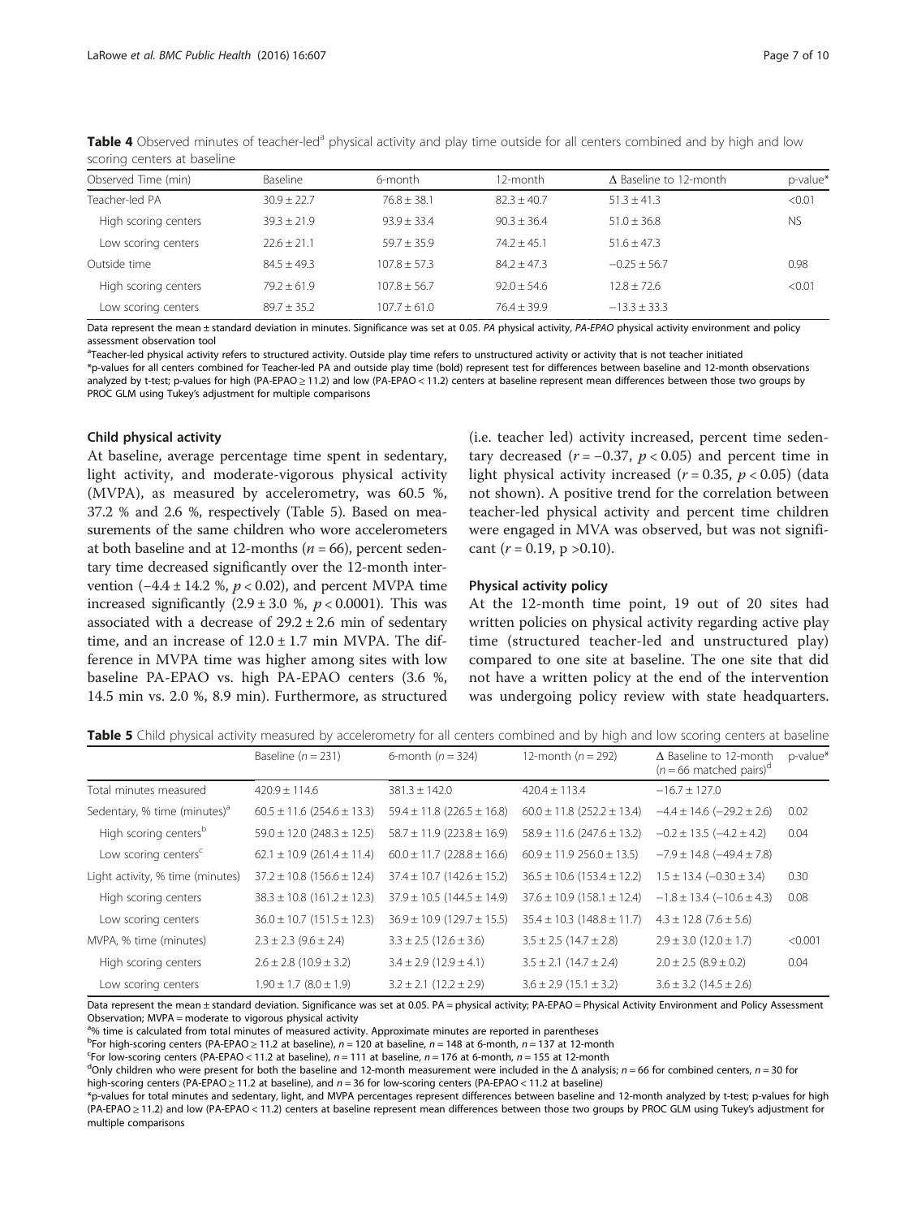**Table 4** Observed minutes of teacher-led[a] physical activity and play time outside for all centers combined and by high and low scoring centers at baseline

| Observed Time (min) | Baseline | 6-month | 12-month | Δ Baseline to 12-month | p-value* |
|---|---|---|---|---|---|
| Teacher-led PA | 30.9 ± 22.7 | 76.8 ± 38.1 | 82.3 ± 40.7 | 51.3 ± 41.3 | <0.01 |
| High scoring centers | 39.3 ± 21.9 | 93.9 ± 33.4 | 90.3 ± 36.4 | 51.0 ± 36.8 | NS |
| Low scoring centers | 22.6 ± 21.1 | 59.7 ± 35.9 | 74.2 ± 45.1 | 51.6 ± 47.3 | |
| Outside time | 84.5 ± 49.3 | 107.8 ± 57.3 | 84.2 ± 47.3 | −0.25 ± 56.7 | 0.98 |
| High scoring centers | 79.2 ± 61.9 | 107.8 ± 56.7 | 92.0 ± 54.6 | 12.8 ± 72.6 | <0.01 |
| Low scoring centers | 89.7 ± 35.2 | 107.7 ± 61.0 | 76.4 ± 39.9 | −13.3 ± 33.3 | |

Data represent the mean ± standard deviation in minutes. Significance was set at 0.05. PA physical activity, PA-EPAO physical activity environment and policy assessment observation tool

[a]Teacher-led physical activity refers to structured activity. Outside play time refers to unstructured activity or activity that is not teacher initiated

*p-values for all centers combined for Teacher-led PA and outside play time (bold) represent test for differences between baseline and 12-month observations analyzed by t-test; p-values for high (PA-EPAO ≥ 11.2) and low (PA-EPAO < 11.2) centers at baseline represent mean differences between those two groups by PROC GLM using Tukey's adjustment for multiple comparisons

### Child physical activity

At baseline, average percentage time spent in sedentary, light activity, and moderate-vigorous physical activity (MVPA), as measured by accelerometry, was 60.5 %, 37.2 % and 2.6 %, respectively (Table 5). Based on measurements of the same children who wore accelerometers at both baseline and at 12-months ($n = 66$), percent sedentary time decreased significantly over the 12-month intervention ($-4.4 \pm 14.2$ %, $p < 0.02$), and percent MVPA time increased significantly ($2.9 \pm 3.0$ %, $p < 0.0001$). This was associated with a decrease of $29.2 \pm 2.6$ min of sedentary time, and an increase of $12.0 \pm 1.7$ min MVPA. The difference in MVPA time was higher among sites with low baseline PA-EPAO vs. high PA-EPAO centers (3.6 %, 14.5 min vs. 2.0 %, 8.9 min). Furthermore, as structured (i.e. teacher led) activity increased, percent time sedentary decreased ($r = -0.37$, $p < 0.05$) and percent time in light physical activity increased ($r = 0.35$, $p < 0.05$) (data not shown). A positive trend for the correlation between teacher-led physical activity and percent time children were engaged in MVA was observed, but was not significant ($r = 0.19$, $p > 0.10$).

### Physical activity policy

At the 12-month time point, 19 out of 20 sites had written policies on physical activity regarding active play time (structured teacher-led and unstructured play) compared to one site at baseline. The one site that did not have a written policy at the end of the intervention was undergoing policy review with state headquarters.

**Table 5** Child physical activity measured by accelerometry for all centers combined and by high and low scoring centers at baseline

| | Baseline ($n = 231$) | 6-month ($n = 324$) | 12-month ($n = 292$) | Δ Baseline to 12-month ($n = 66$ matched pairs)[d] | p-value* |
|---|---|---|---|---|---|
| Total minutes measured | 420.9 ± 114.6 | 381.3 ± 142.0 | 420.4 ± 113.4 | −16.7 ± 127.0 | |
| Sedentary, % time (minutes)[a] | 60.5 ± 11.6 (254.6 ± 13.3) | 59.4 ± 11.8 (226.5 ± 16.8) | 60.0 ± 11.8 (252.2 ± 13.4) | −4.4 ± 14.6 (−29.2 ± 2.6) | 0.02 |
| High scoring centers[b] | 59.0 ± 12.0 (248.3 ± 12.5) | 58.7 ± 11.9 (223.8 ± 16.9) | 58.9 ± 11.6 (247.6 ± 13.2) | −0.2 ± 13.5 (−4.2 ± 4.2) | 0.04 |
| Low scoring centers[c] | 62.1 ± 10.9 (261.4 ± 11.4) | 60.0 ± 11.7 (228.8 ± 16.6) | 60.9 ± 11.9 256.0 ± 13.5) | −7.9 ± 14.8 (−49.4 ± 7.8) | |
| Light activity, % time (minutes) | 37.2 ± 10.8 (156.6 ± 12.4) | 37.4 ± 10.7 (142.6 ± 15.2) | 36.5 ± 10.6 (153.4 ± 12.2) | 1.5 ± 13.4 (−0.30 ± 3.4) | 0.30 |
| High scoring centers | 38.3 ± 10.8 (161.2 ± 12.3) | 37.9 ± 10.5 (144.5 ± 14.9) | 37.6 ± 10.9 (158.1 ± 12.4) | −1.8 ± 13.4 (−10.6 ± 4.3) | 0.08 |
| Low scoring centers | 36.0 ± 10.7 (151.5 ± 12.3) | 36.9 ± 10.9 (129.7 ± 15.5) | 35.4 ± 10.3 (148.8 ± 11.7) | 4.3 ± 12.8 (7.6 ± 5.6) | |
| MVPA, % time (minutes) | 2.3 ± 2.3 (9.6 ± 2.4) | 3.3 ± 2.5 (12.6 ± 3.6) | 3.5 ± 2.5 (14.7 ± 2.8) | 2.9 ± 3.0 (12.0 ± 1.7) | <0.001 |
| High scoring centers | 2.6 ± 2.8 (10.9 ± 3.2) | 3.4 ± 2.9 (12.9 ± 4.1) | 3.5 ± 2.1 (14.7 ± 2.4) | 2.0 ± 2.5 (8.9 ± 0.2) | 0.04 |
| Low scoring centers | 1.90 ± 1.7 (8.0 ± 1.9) | 3.2 ± 2.1 (12.2 ± 2.9) | 3.6 ± 2.9 (15.1 ± 3.2) | 3.6 ± 3.2 (14.5 ± 2.6) | |

Data represent the mean ± standard deviation. Significance was set at 0.05. PA = physical activity; PA-EPAO = Physical Activity Environment and Policy Assessment Observation; MVPA = moderate to vigorous physical activity

[a]% time is calculated from total minutes of measured activity. Approximate minutes are reported in parentheses

[b]For high-scoring centers (PA-EPAO ≥ 11.2 at baseline), $n = 120$ at baseline, $n = 148$ at 6-month, $n = 137$ at 12-month

[c]For low-scoring centers (PA-EPAO < 11.2 at baseline), $n = 111$ at baseline, $n = 176$ at 6-month, $n = 155$ at 12-month

[d]Only children who were present for both the baseline and 12-month measurement were included in the Δ analysis; $n = 66$ for combined centers, $n = 30$ for high-scoring centers (PA-EPAO ≥ 11.2 at baseline), and $n = 36$ for low-scoring centers (PA-EPAO < 11.2 at baseline)

*p-values for total minutes and sedentary, light, and MVPA percentages represent differences between baseline and 12-month analyzed by t-test; p-values for high (PA-EPAO ≥ 11.2) and low (PA-EPAO < 11.2) centers at baseline represent mean differences between those two groups by PROC GLM using Tukey's adjustment for multiple comparisons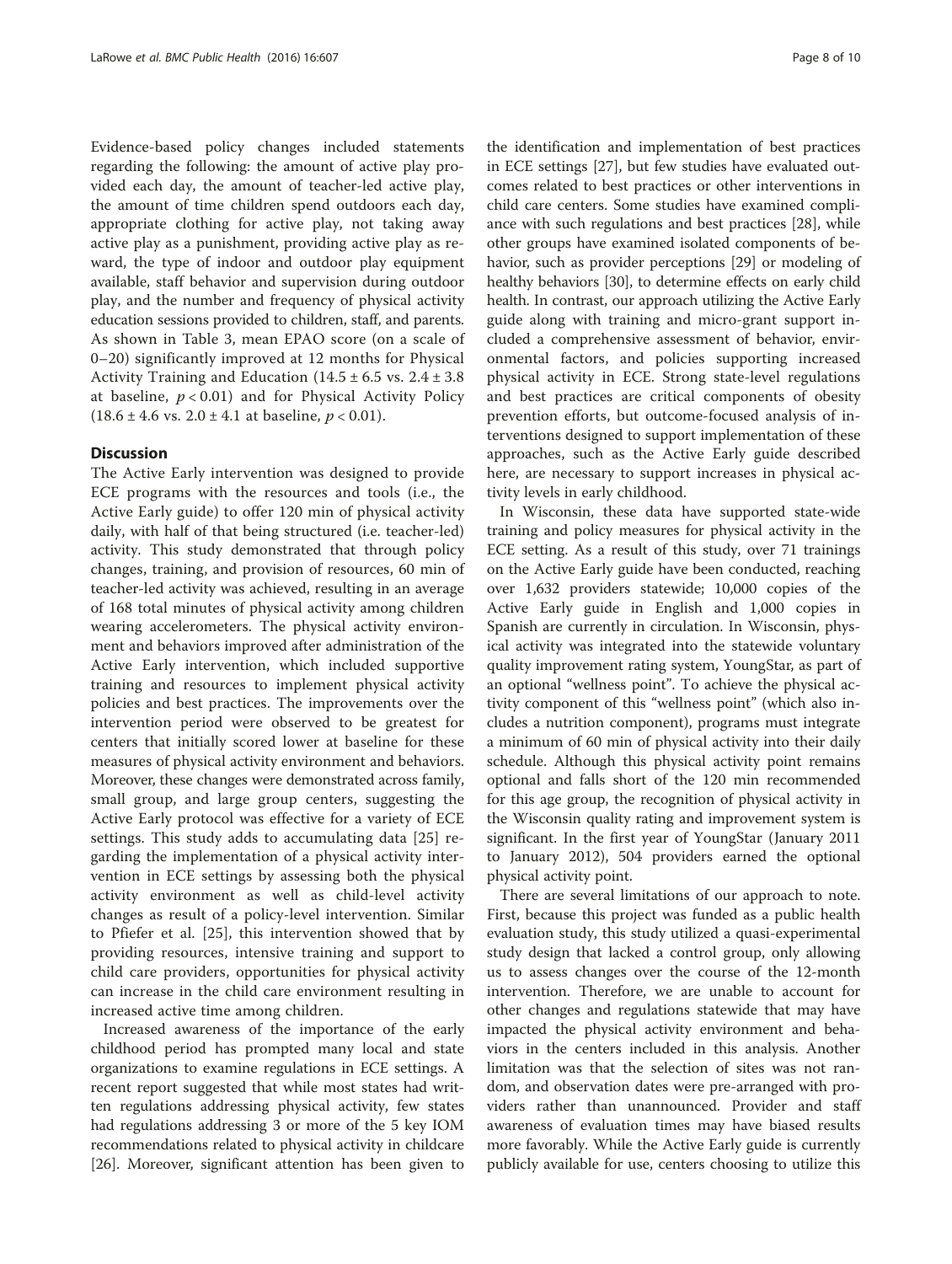Evidence-based policy changes included statements regarding the following: the amount of active play provided each day, the amount of teacher-led active play, the amount of time children spend outdoors each day, appropriate clothing for active play, not taking away active play as a punishment, providing active play as reward, the type of indoor and outdoor play equipment available, staff behavior and supervision during outdoor play, and the number and frequency of physical activity education sessions provided to children, staff, and parents. As shown in Table 3, mean EPAO score (on a scale of 0–20) significantly improved at 12 months for Physical Activity Training and Education ($14.5 \pm 6.5$ vs. $2.4 \pm 3.8$ at baseline, $p < 0.01$) and for Physical Activity Policy ($18.6 \pm 4.6$ vs. $2.0 \pm 4.1$ at baseline, $p < 0.01$).

## Discussion

The Active Early intervention was designed to provide ECE programs with the resources and tools (i.e., the Active Early guide) to offer 120 min of physical activity daily, with half of that being structured (i.e. teacher-led) activity. This study demonstrated that through policy changes, training, and provision of resources, 60 min of teacher-led activity was achieved, resulting in an average of 168 total minutes of physical activity among children wearing accelerometers. The physical activity environment and behaviors improved after administration of the Active Early intervention, which included supportive training and resources to implement physical activity policies and best practices. The improvements over the intervention period were observed to be greatest for centers that initially scored lower at baseline for these measures of physical activity environment and behaviors. Moreover, these changes were demonstrated across family, small group, and large group centers, suggesting the Active Early protocol was effective for a variety of ECE settings. This study adds to accumulating data [25] regarding the implementation of a physical activity intervention in ECE settings by assessing both the physical activity environment as well as child-level activity changes as result of a policy-level intervention. Similar to Pfiefer et al. [25], this intervention showed that by providing resources, intensive training and support to child care providers, opportunities for physical activity can increase in the child care environment resulting in increased active time among children.

Increased awareness of the importance of the early childhood period has prompted many local and state organizations to examine regulations in ECE settings. A recent report suggested that while most states had written regulations addressing physical activity, few states had regulations addressing 3 or more of the 5 key IOM recommendations related to physical activity in childcare [26]. Moreover, significant attention has been given to the identification and implementation of best practices in ECE settings [27], but few studies have evaluated outcomes related to best practices or other interventions in child care centers. Some studies have examined compliance with such regulations and best practices [28], while other groups have examined isolated components of behavior, such as provider perceptions [29] or modeling of healthy behaviors [30], to determine effects on early child health. In contrast, our approach utilizing the Active Early guide along with training and micro-grant support included a comprehensive assessment of behavior, environmental factors, and policies supporting increased physical activity in ECE. Strong state-level regulations and best practices are critical components of obesity prevention efforts, but outcome-focused analysis of interventions designed to support implementation of these approaches, such as the Active Early guide described here, are necessary to support increases in physical activity levels in early childhood.

In Wisconsin, these data have supported state-wide training and policy measures for physical activity in the ECE setting. As a result of this study, over 71 trainings on the Active Early guide have been conducted, reaching over 1,632 providers statewide; 10,000 copies of the Active Early guide in English and 1,000 copies in Spanish are currently in circulation. In Wisconsin, physical activity was integrated into the statewide voluntary quality improvement rating system, YoungStar, as part of an optional "wellness point". To achieve the physical activity component of this "wellness point" (which also includes a nutrition component), programs must integrate a minimum of 60 min of physical activity into their daily schedule. Although this physical activity point remains optional and falls short of the 120 min recommended for this age group, the recognition of physical activity in the Wisconsin quality rating and improvement system is significant. In the first year of YoungStar (January 2011 to January 2012), 504 providers earned the optional physical activity point.

There are several limitations of our approach to note. First, because this project was funded as a public health evaluation study, this study utilized a quasi-experimental study design that lacked a control group, only allowing us to assess changes over the course of the 12-month intervention. Therefore, we are unable to account for other changes and regulations statewide that may have impacted the physical activity environment and behaviors in the centers included in this analysis. Another limitation was that the selection of sites was not random, and observation dates were pre-arranged with providers rather than unannounced. Provider and staff awareness of evaluation times may have biased results more favorably. While the Active Early guide is currently publicly available for use, centers choosing to utilize this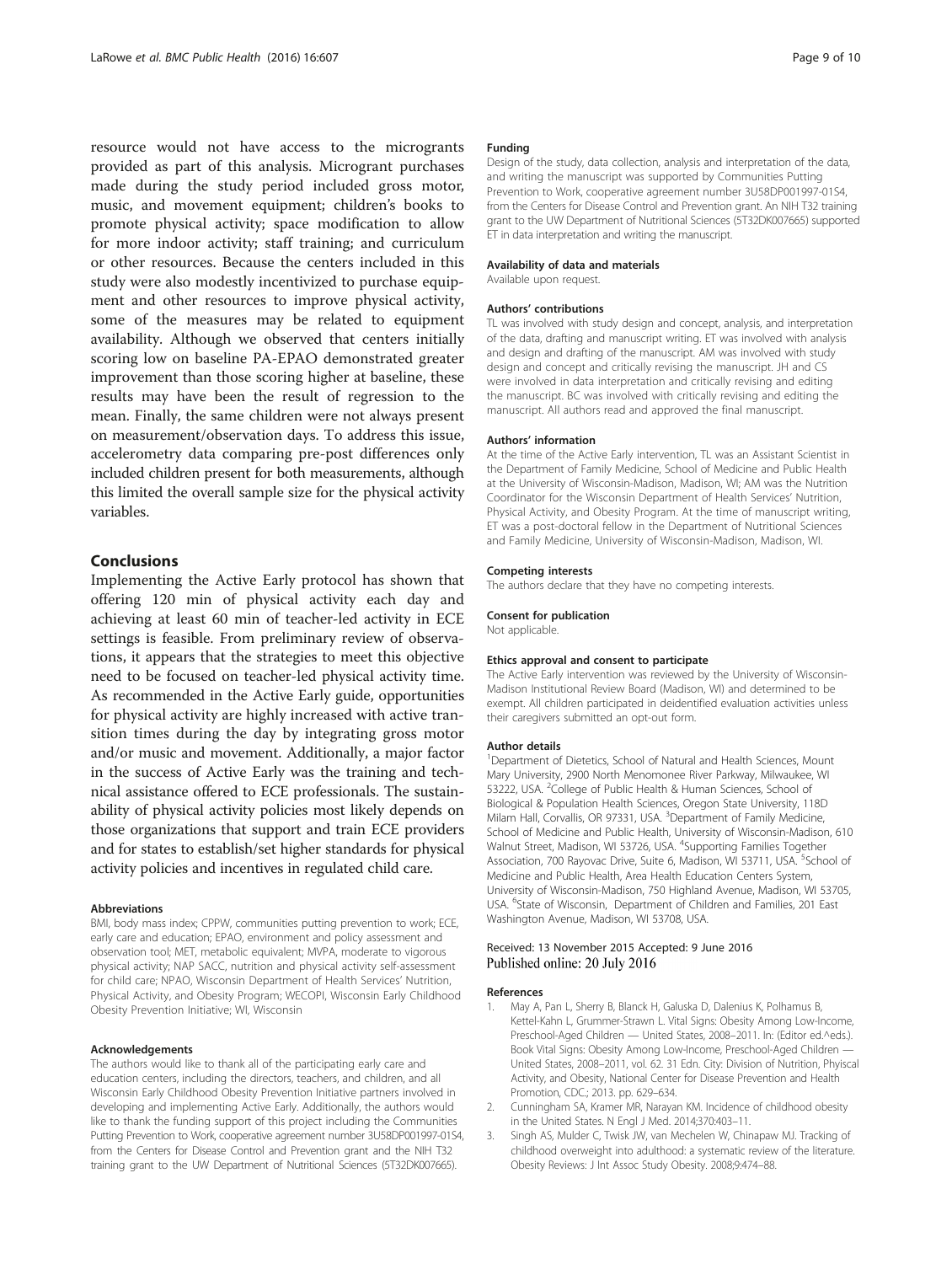resource would not have access to the microgrants provided as part of this analysis. Microgrant purchases made during the study period included gross motor, music, and movement equipment; children's books to promote physical activity; space modification to allow for more indoor activity; staff training; and curriculum or other resources. Because the centers included in this study were also modestly incentivized to purchase equipment and other resources to improve physical activity, some of the measures may be related to equipment availability. Although we observed that centers initially scoring low on baseline PA-EPAO demonstrated greater improvement than those scoring higher at baseline, these results may have been the result of regression to the mean. Finally, the same children were not always present on measurement/observation days. To address this issue, accelerometry data comparing pre-post differences only included children present for both measurements, although this limited the overall sample size for the physical activity variables.

## Conclusions

Implementing the Active Early protocol has shown that offering 120 min of physical activity each day and achieving at least 60 min of teacher-led activity in ECE settings is feasible. From preliminary review of observations, it appears that the strategies to meet this objective need to be focused on teacher-led physical activity time. As recommended in the Active Early guide, opportunities for physical activity are highly increased with active transition times during the day by integrating gross motor and/or music and movement. Additionally, a major factor in the success of Active Early was the training and technical assistance offered to ECE professionals. The sustainability of physical activity policies most likely depends on those organizations that support and train ECE providers and for states to establish/set higher standards for physical activity policies and incentives in regulated child care.

#### Abbreviations

BMI, body mass index; CPPW, communities putting prevention to work; ECE, early care and education; EPAO, environment and policy assessment and observation tool; MET, metabolic equivalent; MVPA, moderate to vigorous physical activity; NAP SACC, nutrition and physical activity self-assessment for child care; NPAO, Wisconsin Department of Health Services' Nutrition, Physical Activity, and Obesity Program; WECOPI, Wisconsin Early Childhood Obesity Prevention Initiative; WI, Wisconsin

#### Acknowledgements

The authors would like to thank all of the participating early care and education centers, including the directors, teachers, and children, and all Wisconsin Early Childhood Obesity Prevention Initiative partners involved in developing and implementing Active Early. Additionally, the authors would like to thank the funding support of this project including the Communities Putting Prevention to Work, cooperative agreement number 3U58DP001997-01S4, from the Centers for Disease Control and Prevention grant and the NIH T32 training grant to the UW Department of Nutritional Sciences (5T32DK007665).

#### Funding

Design of the study, data collection, analysis and interpretation of the data, and writing the manuscript was supported by Communities Putting Prevention to Work, cooperative agreement number 3U58DP001997-01S4, from the Centers for Disease Control and Prevention grant. An NIH T32 training grant to the UW Department of Nutritional Sciences (5T32DK007665) supported ET in data interpretation and writing the manuscript.

#### Availability of data and materials

Available upon request.

#### Authors' contributions

TL was involved with study design and concept, analysis, and interpretation of the data, drafting and manuscript writing. ET was involved with analysis and design and drafting of the manuscript. AM was involved with study design and concept and critically revising the manuscript. JH and CS were involved in data interpretation and critically revising and editing the manuscript. BC was involved with critically revising and editing the manuscript. All authors read and approved the final manuscript.

#### Authors' information

At the time of the Active Early intervention, TL was an Assistant Scientist in the Department of Family Medicine, School of Medicine and Public Health at the University of Wisconsin-Madison, Madison, WI; AM was the Nutrition Coordinator for the Wisconsin Department of Health Services' Nutrition, Physical Activity, and Obesity Program. At the time of manuscript writing, ET was a post-doctoral fellow in the Department of Nutritional Sciences and Family Medicine, University of Wisconsin-Madison, Madison, WI.

#### Competing interests

The authors declare that they have no competing interests.

#### Consent for publication

Not applicable.

#### Ethics approval and consent to participate

The Active Early intervention was reviewed by the University of Wisconsin-Madison Institutional Review Board (Madison, WI) and determined to be exempt. All children participated in deidentified evaluation activities unless their caregivers submitted an opt-out form.

#### Author details

[1]Department of Dietetics, School of Natural and Health Sciences, Mount Mary University, 2900 North Menomonee River Parkway, Milwaukee, WI 53222, USA. [2]College of Public Health & Human Sciences, School of Biological & Population Health Sciences, Oregon State University, 118D Milam Hall, Corvallis, OR 97331, USA. [3]Department of Family Medicine, School of Medicine and Public Health, University of Wisconsin-Madison, 610 Walnut Street, Madison, WI 53726, USA. [4]Supporting Families Together Association, 700 Rayovac Drive, Suite 6, Madison, WI 53711, USA. [5]School of Medicine and Public Health, Area Health Education Centers System, University of Wisconsin-Madison, 750 Highland Avenue, Madison, WI 53705, USA. [6]State of Wisconsin, Department of Children and Families, 201 East Washington Avenue, Madison, WI 53708, USA.

Received: 13 November 2015 Accepted: 9 June 2016
Published online: 20 July 2016

#### References

1. May A, Pan L, Sherry B, Blanck H, Galuska D, Dalenius K, Polhamus B, Kettel-Kahn L, Grummer-Strawn L. Vital Signs: Obesity Among Low-Income, Preschool-Aged Children — United States, 2008–2011. In: (Editor ed.^eds.). Book Vital Signs: Obesity Among Low-Income, Preschool-Aged Children — United States, 2008–2011, vol. 62. 31 Edn. City: Division of Nutrition, Phyiscal Activity, and Obesity, National Center for Disease Prevention and Health Promotion, CDC.; 2013. pp. 629–634.
2. Cunningham SA, Kramer MR, Narayan KM. Incidence of childhood obesity in the United States. N Engl J Med. 2014;370:403–11.
3. Singh AS, Mulder C, Twisk JW, van Mechelen W, Chinapaw MJ. Tracking of childhood overweight into adulthood: a systematic review of the literature. Obesity Reviews: J Int Assoc Study Obesity. 2008;9:474–88.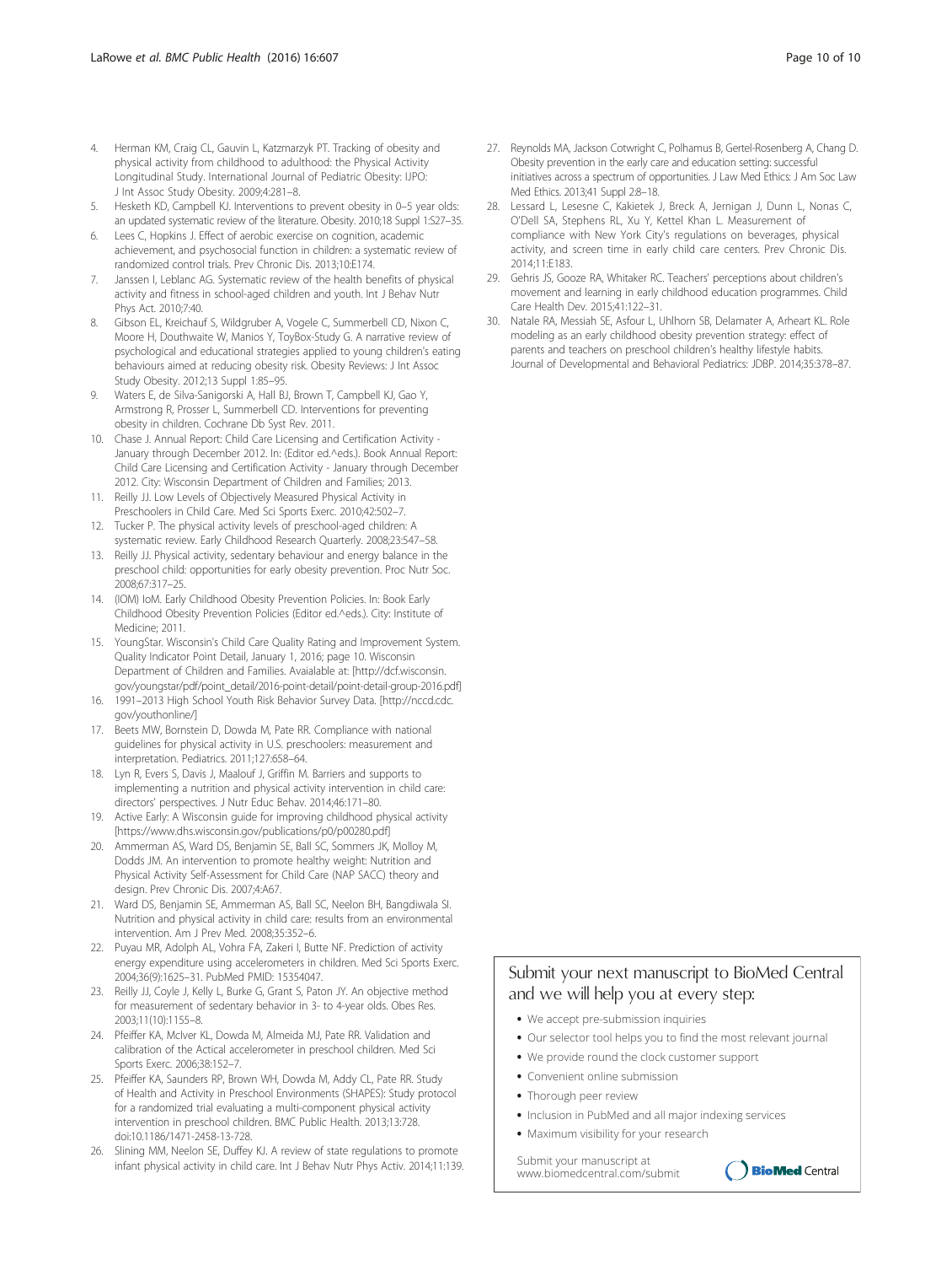4. Herman KM, Craig CL, Gauvin L, Katzmarzyk PT. Tracking of obesity and physical activity from childhood to adulthood: the Physical Activity Longitudinal Study. International Journal of Pediatric Obesity: IJPO: J Int Assoc Study Obesity. 2009;4:281–8.
5. Hesketh KD, Campbell KJ. Interventions to prevent obesity in 0–5 year olds: an updated systematic review of the literature. Obesity. 2010;18 Suppl 1:S27–35.
6. Lees C, Hopkins J. Effect of aerobic exercise on cognition, academic achievement, and psychosocial function in children: a systematic review of randomized control trials. Prev Chronic Dis. 2013;10:E174.
7. Janssen I, Leblanc AG. Systematic review of the health benefits of physical activity and fitness in school-aged children and youth. Int J Behav Nutr Phys Act. 2010;7:40.
8. Gibson EL, Kreichauf S, Wildgruber A, Vogele C, Summerbell CD, Nixon C, Moore H, Douthwaite W, Manios Y, ToyBox-Study G. A narrative review of psychological and educational strategies applied to young children's eating behaviours aimed at reducing obesity risk. Obesity Reviews: J Int Assoc Study Obesity. 2012;13 Suppl 1:85–95.
9. Waters E, de Silva-Sanigorski A, Hall BJ, Brown T, Campbell KJ, Gao Y, Armstrong R, Prosser L, Summerbell CD. Interventions for preventing obesity in children. Cochrane Db Syst Rev. 2011.
10. Chase J. Annual Report: Child Care Licensing and Certification Activity - January through December 2012. In: (Editor ed.^eds.). Book Annual Report: Child Care Licensing and Certification Activity - January through December 2012. City: Wisconsin Department of Children and Families; 2013.
11. Reilly JJ. Low Levels of Objectively Measured Physical Activity in Preschoolers in Child Care. Med Sci Sports Exerc. 2010;42:502–7.
12. Tucker P. The physical activity levels of preschool-aged children: A systematic review. Early Childhood Research Quarterly. 2008;23:547–58.
13. Reilly JJ. Physical activity, sedentary behaviour and energy balance in the preschool child: opportunities for early obesity prevention. Proc Nutr Soc. 2008;67:317–25.
14. (IOM) IoM. Early Childhood Obesity Prevention Policies. In: Book Early Childhood Obesity Prevention Policies (Editor ed.^eds.). City: Institute of Medicine; 2011.
15. YoungStar. Wisconsin's Child Care Quality Rating and Improvement System. Quality Indicator Point Detail, January 1, 2016; page 10. Wisconsin Department of Children and Families. Avaialable at: [http://dcf.wisconsin.gov/youngstar/pdf/point_detail/2016-point-detail/point-detail-group-2016.pdf]
16. 1991–2013 High School Youth Risk Behavior Survey Data. [http://nccd.cdc.gov/youthonline/]
17. Beets MW, Bornstein D, Dowda M, Pate RR. Compliance with national guidelines for physical activity in U.S. preschoolers: measurement and interpretation. Pediatrics. 2011;127:658–64.
18. Lyn R, Evers S, Davis J, Maalouf J, Griffin M. Barriers and supports to implementing a nutrition and physical activity intervention in child care: directors' perspectives. J Nutr Educ Behav. 2014;46:171–80.
19. Active Early: A Wisconsin guide for improving childhood physical activity [https://www.dhs.wisconsin.gov/publications/p0/p00280.pdf]
20. Ammerman AS, Ward DS, Benjamin SE, Ball SC, Sommers JK, Molloy M, Dodds JM. An intervention to promote healthy weight: Nutrition and Physical Activity Self-Assessment for Child Care (NAP SACC) theory and design. Prev Chronic Dis. 2007;4:A67.
21. Ward DS, Benjamin SE, Ammerman AS, Ball SC, Neelon BH, Bangdiwala SI. Nutrition and physical activity in child care: results from an environmental intervention. Am J Prev Med. 2008;35:352–6.
22. Puyau MR, Adolph AL, Vohra FA, Zakeri I, Butte NF. Prediction of activity energy expenditure using accelerometers in children. Med Sci Sports Exerc. 2004;36(9):1625–31. PubMed PMID: 15354047.
23. Reilly JJ, Coyle J, Kelly L, Burke G, Grant S, Paton JY. An objective method for measurement of sedentary behavior in 3- to 4-year olds. Obes Res. 2003;11(10):1155–8.
24. Pfeiffer KA, McIver KL, Dowda M, Almeida MJ, Pate RR. Validation and calibration of the Actical accelerometer in preschool children. Med Sci Sports Exerc. 2006;38:152–7.
25. Pfeiffer KA, Saunders RP, Brown WH, Dowda M, Addy CL, Pate RR. Study of Health and Activity in Preschool Environments (SHAPES): Study protocol for a randomized trial evaluating a multi-component physical activity intervention in preschool children. BMC Public Health. 2013;13:728. doi:10.1186/1471-2458-13-728.
26. Slining MM, Neelon SE, Duffey KJ. A review of state regulations to promote infant physical activity in child care. Int J Behav Nutr Phys Activ. 2014;11:139.
27. Reynolds MA, Jackson Cotwright C, Polhamus B, Gertel-Rosenberg A, Chang D. Obesity prevention in the early care and education setting: successful initiatives across a spectrum of opportunities. J Law Med Ethics: J Am Soc Law Med Ethics. 2013;41 Suppl 2:8–18.
28. Lessard L, Lesesne C, Kakietek J, Breck A, Jernigan J, Dunn L, Nonas C, O'Dell SA, Stephens RL, Xu Y, Kettel Khan L. Measurement of compliance with New York City's regulations on beverages, physical activity, and screen time in early child care centers. Prev Chronic Dis. 2014;11:E183.
29. Gehris JS, Gooze RA, Whitaker RC. Teachers' perceptions about children's movement and learning in early childhood education programmes. Child Care Health Dev. 2015;41:122–31.
30. Natale RA, Messiah SE, Asfour L, Uhlhorn SB, Delamater A, Arheart KL. Role modeling as an early childhood obesity prevention strategy: effect of parents and teachers on preschool children's healthy lifestyle habits. Journal of Developmental and Behavioral Pediatrics: JDBP. 2014;35:378–87.

Submit your next manuscript to BioMed Central and we will help you at every step:

- We accept pre-submission inquiries
- Our selector tool helps you to find the most relevant journal
- We provide round the clock customer support
- Convenient online submission
- Thorough peer review
- Inclusion in PubMed and all major indexing services
- Maximum visibility for your research

Submit your manuscript at www.biomedcentral.com/submit

BioMed Central